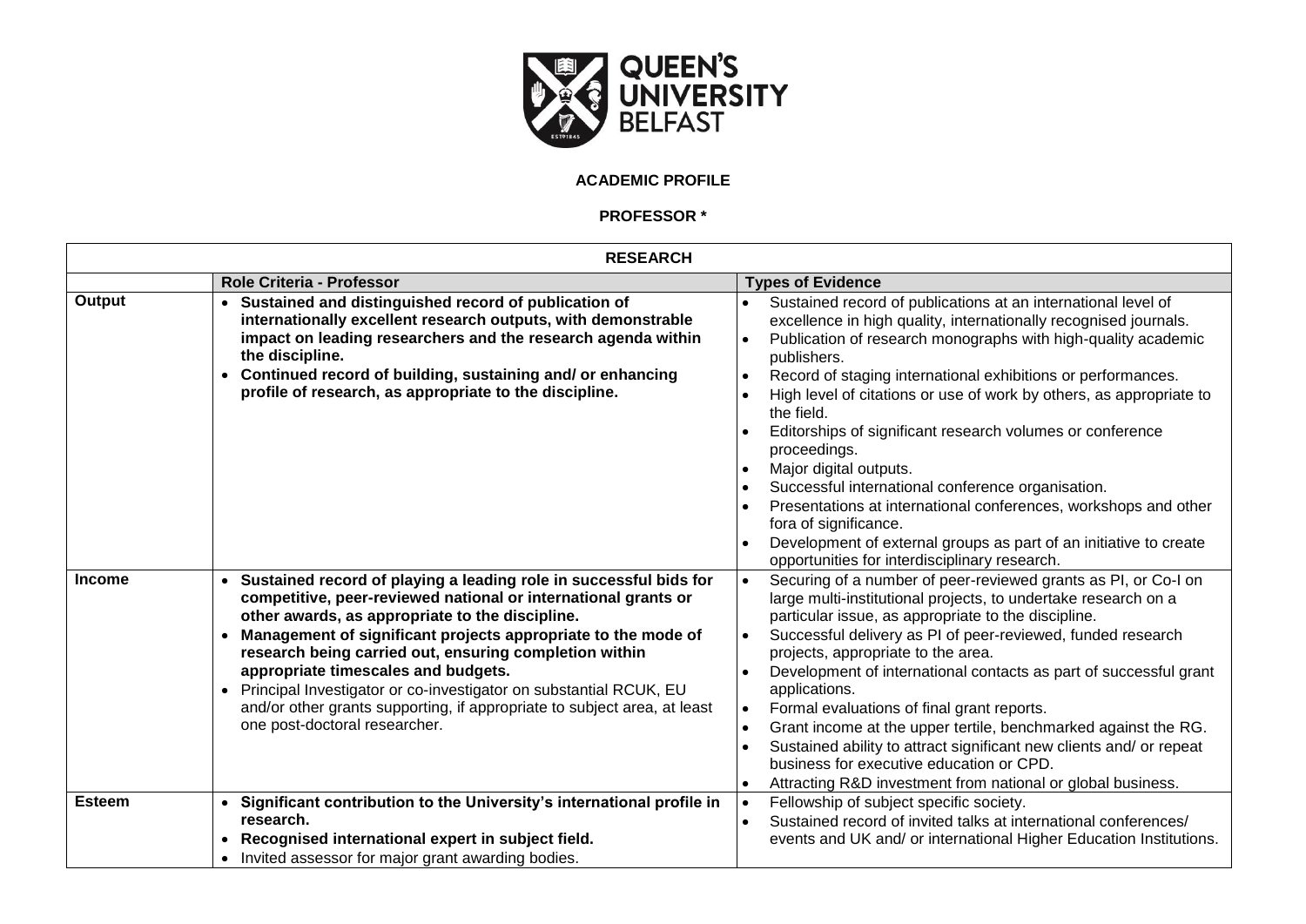# QUEEN'S UNIVERSITY BELFAST

## ACADEMIC PROFILE

## PROFESSOR *

| RESEARCH | | |
|---|---|---|
| | **Role Criteria - Professor** | **Types of Evidence** |
| **Output** | • **Sustained and distinguished record of publication of internationally excellent research outputs, with demonstrable impact on leading researchers and the research agenda within the discipline.**<br>• **Continued record of building, sustaining and/ or enhancing profile of research, as appropriate to the discipline.** | • Sustained record of publications at an international level of excellence in high quality, internationally recognised journals.<br>• Publication of research monographs with high-quality academic publishers.<br>• Record of staging international exhibitions or performances.<br>• High level of citations or use of work by others, as appropriate to the field.<br>• Editorships of significant research volumes or conference proceedings.<br>• Major digital outputs.<br>• Successful international conference organisation.<br>• Presentations at international conferences, workshops and other fora of significance.<br>• Development of external groups as part of an initiative to create opportunities for interdisciplinary research. |
| **Income** | • **Sustained record of playing a leading role in successful bids for competitive, peer-reviewed national or international grants or other awards, as appropriate to the discipline.**<br>• **Management of significant projects appropriate to the mode of research being carried out, ensuring completion within appropriate timescales and budgets.**<br>• Principal Investigator or co-investigator on substantial RCUK, EU and/or other grants supporting, if appropriate to subject area, at least one post-doctoral researcher. | • Securing of a number of peer-reviewed grants as PI, or Co-I on large multi-institutional projects, to undertake research on a particular issue, as appropriate to the discipline.<br>• Successful delivery as PI of peer-reviewed, funded research projects, appropriate to the area.<br>• Development of international contacts as part of successful grant applications.<br>• Formal evaluations of final grant reports.<br>• Grant income at the upper tertile, benchmarked against the RG.<br>• Sustained ability to attract significant new clients and/ or repeat business for executive education or CPD.<br>• Attracting R&D investment from national or global business. |
| **Esteem** | • **Significant contribution to the University's international profile in research.**<br>• **Recognised international expert in subject field.**<br>• Invited assessor for major grant awarding bodies. | • Fellowship of subject specific society.<br>• Sustained record of invited talks at international conferences/ events and UK and/ or international Higher Education Institutions. |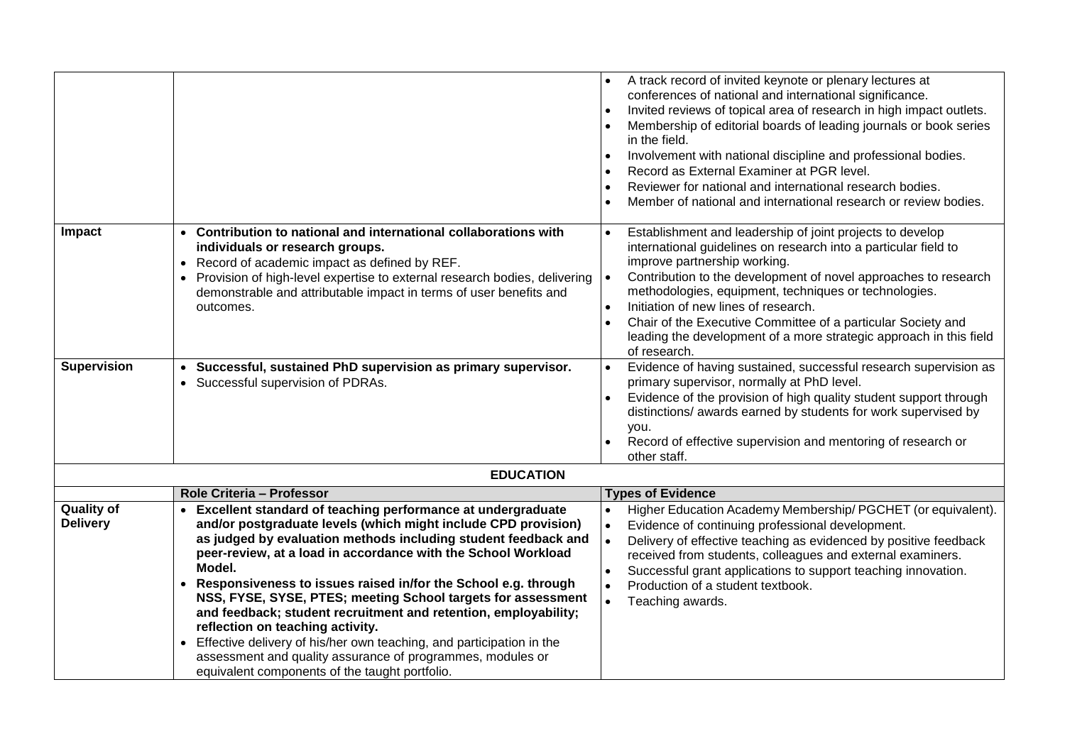| | | |
|---|---|---|
| | | • A track record of invited keynote or plenary lectures at conferences of national and international significance.<br>• Invited reviews of topical area of research in high impact outlets.<br>• Membership of editorial boards of leading journals or book series in the field.<br>• Involvement with national discipline and professional bodies.<br>• Record as External Examiner at PGR level.<br>• Reviewer for national and international research bodies.<br>• Member of national and international research or review bodies. |
| **Impact** | • **Contribution to national and international collaborations with individuals or research groups.**<br>• Record of academic impact as defined by REF.<br>• Provision of high-level expertise to external research bodies, delivering demonstrable and attributable impact in terms of user benefits and outcomes. | • Establishment and leadership of joint projects to develop international guidelines on research into a particular field to improve partnership working.<br>• Contribution to the development of novel approaches to research methodologies, equipment, techniques or technologies.<br>• Initiation of new lines of research.<br>• Chair of the Executive Committee of a particular Society and leading the development of a more strategic approach in this field of research. |
| **Supervision** | • **Successful, sustained PhD supervision as primary supervisor.**<br>• Successful supervision of PDRAs. | • Evidence of having sustained, successful research supervision as primary supervisor, normally at PhD level.<br>• Evidence of the provision of high quality student support through distinctions/ awards earned by students for work supervised by you.<br>• Record of effective supervision and mentoring of research or other staff. |
| | **EDUCATION** | |
| | **Role Criteria – Professor** | **Types of Evidence** |
| **Quality of Delivery** | • **Excellent standard of teaching performance at undergraduate and/or postgraduate levels (which might include CPD provision) as judged by evaluation methods including student feedback and peer-review, at a load in accordance with the School Workload Model.**<br>• **Responsiveness to issues raised in/for the School e.g. through NSS, FYSE, SYSE, PTES; meeting School targets for assessment and feedback; student recruitment and retention, employability; reflection on teaching activity.**<br>• Effective delivery of his/her own teaching, and participation in the assessment and quality assurance of programmes, modules or equivalent components of the taught portfolio. | • Higher Education Academy Membership/ PGCHET (or equivalent).<br>• Evidence of continuing professional development.<br>• Delivery of effective teaching as evidenced by positive feedback received from students, colleagues and external examiners.<br>• Successful grant applications to support teaching innovation.<br>• Production of a student textbook.<br>• Teaching awards. |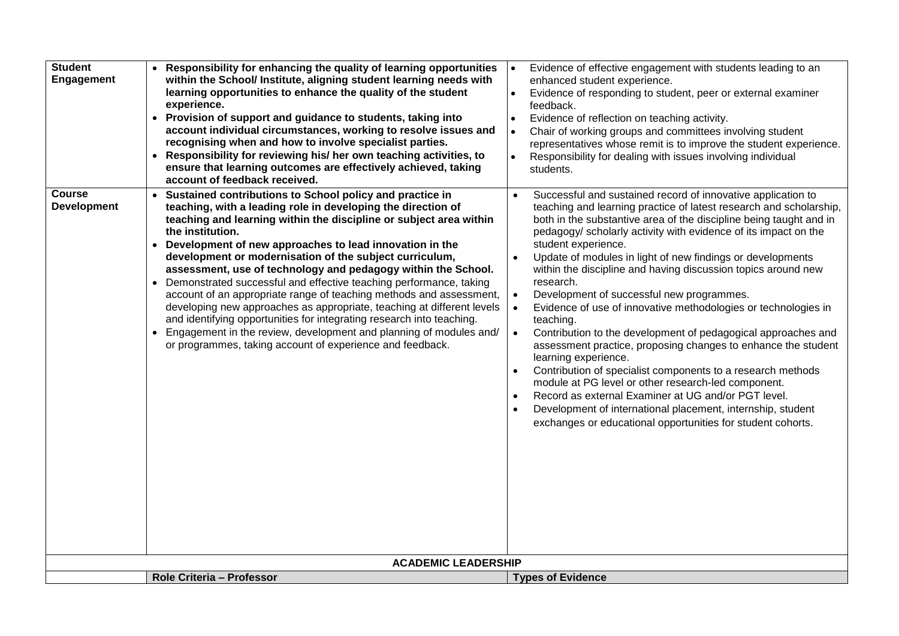| **Student Engagement** | • **Responsibility for enhancing the quality of learning opportunities within the School/ Institute, aligning student learning needs with learning opportunities to enhance the quality of the student experience.**<br>• **Provision of support and guidance to students, taking into account individual circumstances, working to resolve issues and recognising when and how to involve specialist parties.**<br>• **Responsibility for reviewing his/ her own teaching activities, to ensure that learning outcomes are effectively achieved, taking account of feedback received.** | • Evidence of effective engagement with students leading to an enhanced student experience.<br>• Evidence of responding to student, peer or external examiner feedback.<br>• Evidence of reflection on teaching activity.<br>• Chair of working groups and committees involving student representatives whose remit is to improve the student experience.<br>• Responsibility for dealing with issues involving individual students. |
|---|---|---|
| **Course Development** | • **Sustained contributions to School policy and practice in teaching, with a leading role in developing the direction of teaching and learning within the discipline or subject area within the institution.**<br>• **Development of new approaches to lead innovation in the development or modernisation of the subject curriculum, assessment, use of technology and pedagogy within the School.**<br>• Demonstrated successful and effective teaching performance, taking account of an appropriate range of teaching methods and assessment, developing new approaches as appropriate, teaching at different levels and identifying opportunities for integrating research into teaching.<br>• Engagement in the review, development and planning of modules and/ or programmes, taking account of experience and feedback. | • Successful and sustained record of innovative application to teaching and learning practice of latest research and scholarship, both in the substantive area of the discipline being taught and in pedagogy/ scholarly activity with evidence of its impact on the student experience.<br>• Update of modules in light of new findings or developments within the discipline and having discussion topics around new research.<br>• Development of successful new programmes.<br>• Evidence of use of innovative methodologies or technologies in teaching.<br>• Contribution to the development of pedagogical approaches and assessment practice, proposing changes to enhance the student learning experience.<br>• Contribution of specialist components to a research methods module at PG level or other research-led component.<br>• Record as external Examiner at UG and/or PGT level.<br>• Development of international placement, internship, student exchanges or educational opportunities for student cohorts. |
| **ACADEMIC LEADERSHIP** | | |
| | **Role Criteria – Professor** | **Types of Evidence** |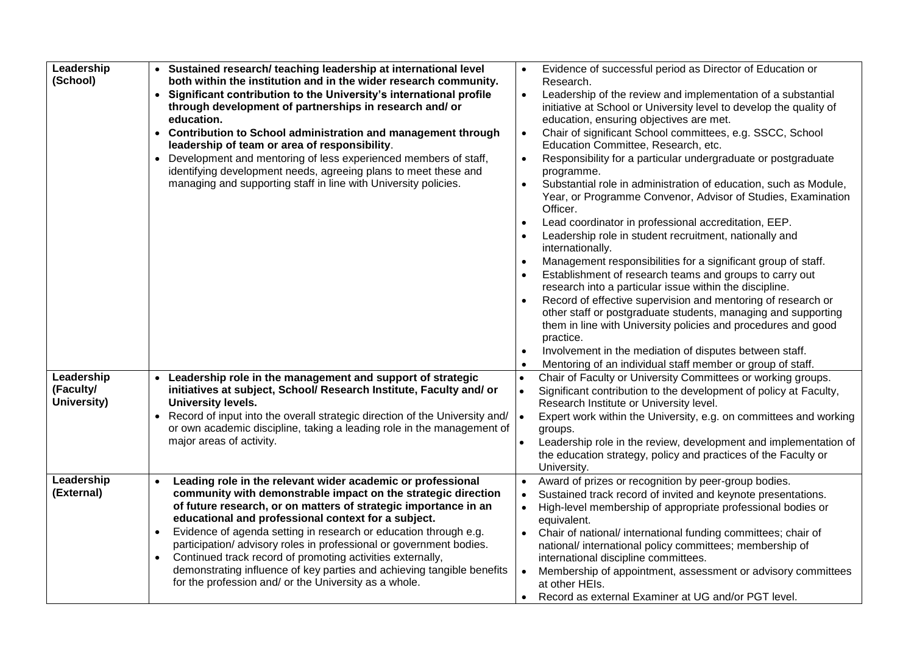| | | |
|---|---|---|
| **Leadership (School)** | • **Sustained research/ teaching leadership at international level both within the institution and in the wider research community.**<br>• **Significant contribution to the University's international profile through development of partnerships in research and/ or education.**<br>• **Contribution to School administration and management through leadership of team or area of responsibility**.<br>• Development and mentoring of less experienced members of staff, identifying development needs, agreeing plans to meet these and managing and supporting staff in line with University policies. | • Evidence of successful period as Director of Education or Research.<br>• Leadership of the review and implementation of a substantial initiative at School or University level to develop the quality of education, ensuring objectives are met.<br>• Chair of significant School committees, e.g. SSCC, School Education Committee, Research, etc.<br>• Responsibility for a particular undergraduate or postgraduate programme.<br>• Substantial role in administration of education, such as Module, Year, or Programme Convenor, Advisor of Studies, Examination Officer.<br>• Lead coordinator in professional accreditation, EEP.<br>• Leadership role in student recruitment, nationally and internationally.<br>• Management responsibilities for a significant group of staff.<br>• Establishment of research teams and groups to carry out research into a particular issue within the discipline.<br>• Record of effective supervision and mentoring of research or other staff or postgraduate students, managing and supporting them in line with University policies and procedures and good practice.<br>• Involvement in the mediation of disputes between staff.<br>• Mentoring of an individual staff member or group of staff. |
| **Leadership (Faculty/ University)** | • **Leadership role in the management and support of strategic initiatives at subject, School/ Research Institute, Faculty and/ or University levels.**<br>• Record of input into the overall strategic direction of the University and/ or own academic discipline, taking a leading role in the management of major areas of activity. | • Chair of Faculty or University Committees or working groups.<br>• Significant contribution to the development of policy at Faculty, Research Institute or University level.<br>• Expert work within the University, e.g. on committees and working groups.<br>• Leadership role in the review, development and implementation of the education strategy, policy and practices of the Faculty or University. |
| **Leadership (External)** | • **Leading role in the relevant wider academic or professional community with demonstrable impact on the strategic direction of future research, or on matters of strategic importance in an educational and professional context for a subject.**<br>• Evidence of agenda setting in research or education through e.g. participation/ advisory roles in professional or government bodies.<br>• Continued track record of promoting activities externally, demonstrating influence of key parties and achieving tangible benefits for the profession and/ or the University as a whole. | • Award of prizes or recognition by peer-group bodies.<br>• Sustained track record of invited and keynote presentations.<br>• High-level membership of appropriate professional bodies or equivalent.<br>• Chair of national/ international funding committees; chair of national/ international policy committees; membership of international discipline committees.<br>• Membership of appointment, assessment or advisory committees at other HEIs.<br>• Record as external Examiner at UG and/or PGT level. |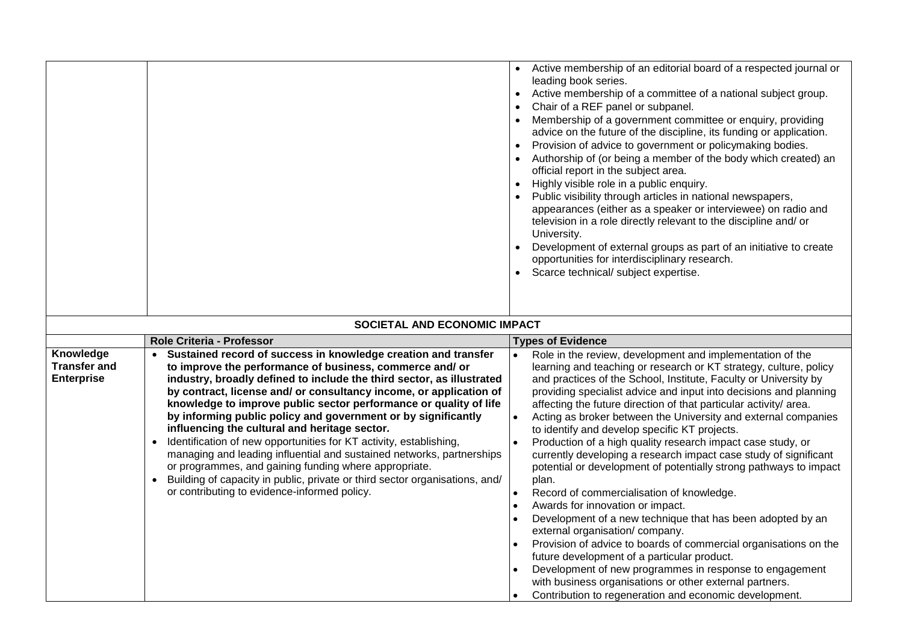| | | |
|---|---|---|
| | | • Active membership of an editorial board of a respected journal or leading book series.<br>• Active membership of a committee of a national subject group.<br>• Chair of a REF panel or subpanel.<br>• Membership of a government committee or enquiry, providing advice on the future of the discipline, its funding or application.<br>• Provision of advice to government or policymaking bodies.<br>• Authorship of (or being a member of the body which created) an official report in the subject area.<br>• Highly visible role in a public enquiry.<br>• Public visibility through articles in national newspapers, appearances (either as a speaker or interviewee) on radio and television in a role directly relevant to the discipline and/ or University.<br>• Development of external groups as part of an initiative to create opportunities for interdisciplinary research.<br>• Scarce technical/ subject expertise. |
| **SOCIETAL AND ECONOMIC IMPACT** | | |
| | **Role Criteria - Professor** | **Types of Evidence** |
| **Knowledge Transfer and Enterprise** | • **Sustained record of success in knowledge creation and transfer to improve the performance of business, commerce and/ or industry, broadly defined to include the third sector, as illustrated by contract, license and/ or consultancy income, or application of knowledge to improve public sector performance or quality of life by informing public policy and government or by significantly influencing the cultural and heritage sector.**<br>• Identification of new opportunities for KT activity, establishing, managing and leading influential and sustained networks, partnerships or programmes, and gaining funding where appropriate.<br>• Building of capacity in public, private or third sector organisations, and/ or contributing to evidence-informed policy. | • Role in the review, development and implementation of the learning and teaching or research or KT strategy, culture, policy and practices of the School, Institute, Faculty or University by providing specialist advice and input into decisions and planning affecting the future direction of that particular activity/ area.<br>• Acting as broker between the University and external companies to identify and develop specific KT projects.<br>• Production of a high quality research impact case study, or currently developing a research impact case study of significant potential or development of potentially strong pathways to impact plan.<br>• Record of commercialisation of knowledge.<br>• Awards for innovation or impact.<br>• Development of a new technique that has been adopted by an external organisation/ company.<br>• Provision of advice to boards of commercial organisations on the future development of a particular product.<br>• Development of new programmes in response to engagement with business organisations or other external partners.<br>• Contribution to regeneration and economic development. |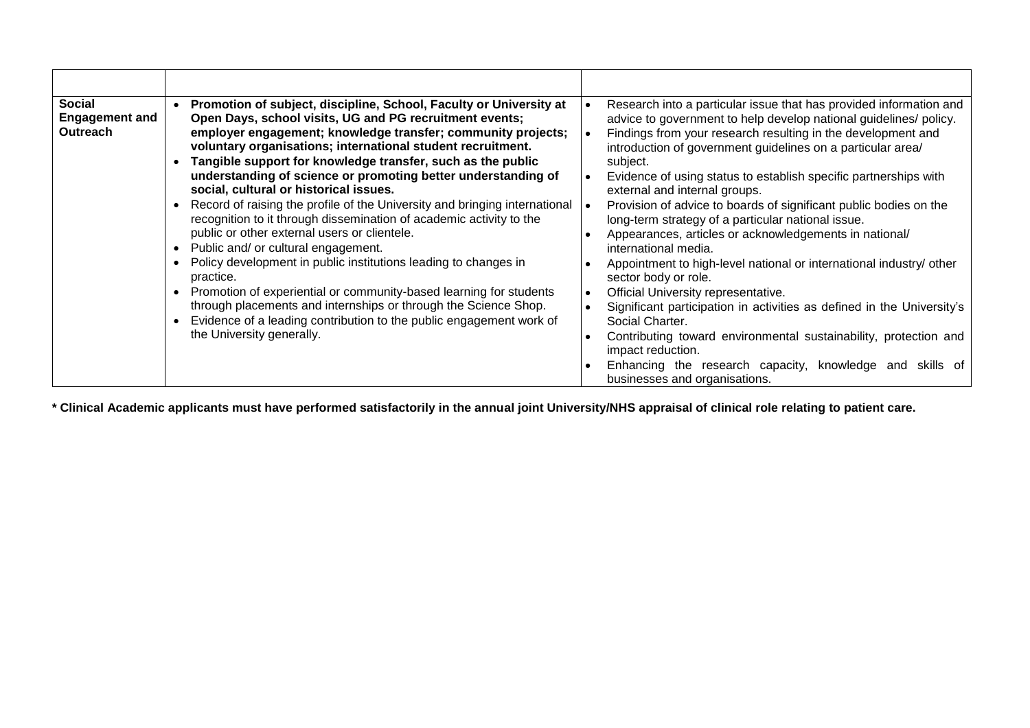| | | |
|---|---|---|
| **Social Engagement and Outreach** | • **Promotion of subject, discipline, School, Faculty or University at Open Days, school visits, UG and PG recruitment events; employer engagement; knowledge transfer; community projects; voluntary organisations; international student recruitment.**<br>• **Tangible support for knowledge transfer, such as the public understanding of science or promoting better understanding of social, cultural or historical issues.**<br>• Record of raising the profile of the University and bringing international recognition to it through dissemination of academic activity to the public or other external users or clientele.<br>• Public and/ or cultural engagement.<br>• Policy development in public institutions leading to changes in practice.<br>• Promotion of experiential or community-based learning for students through placements and internships or through the Science Shop.<br>• Evidence of a leading contribution to the public engagement work of the University generally. | • Research into a particular issue that has provided information and advice to government to help develop national guidelines/ policy.<br>• Findings from your research resulting in the development and introduction of government guidelines on a particular area/ subject.<br>• Evidence of using status to establish specific partnerships with external and internal groups.<br>• Provision of advice to boards of significant public bodies on the long-term strategy of a particular national issue.<br>• Appearances, articles or acknowledgements in national/ international media.<br>• Appointment to high-level national or international industry/ other sector body or role.<br>• Official University representative.<br>• Significant participation in activities as defined in the University's Social Charter.<br>• Contributing toward environmental sustainability, protection and impact reduction.<br>• Enhancing the research capacity, knowledge and skills of businesses and organisations. |

**\* Clinical Academic applicants must have performed satisfactorily in the annual joint University/NHS appraisal of clinical role relating to patient care.**